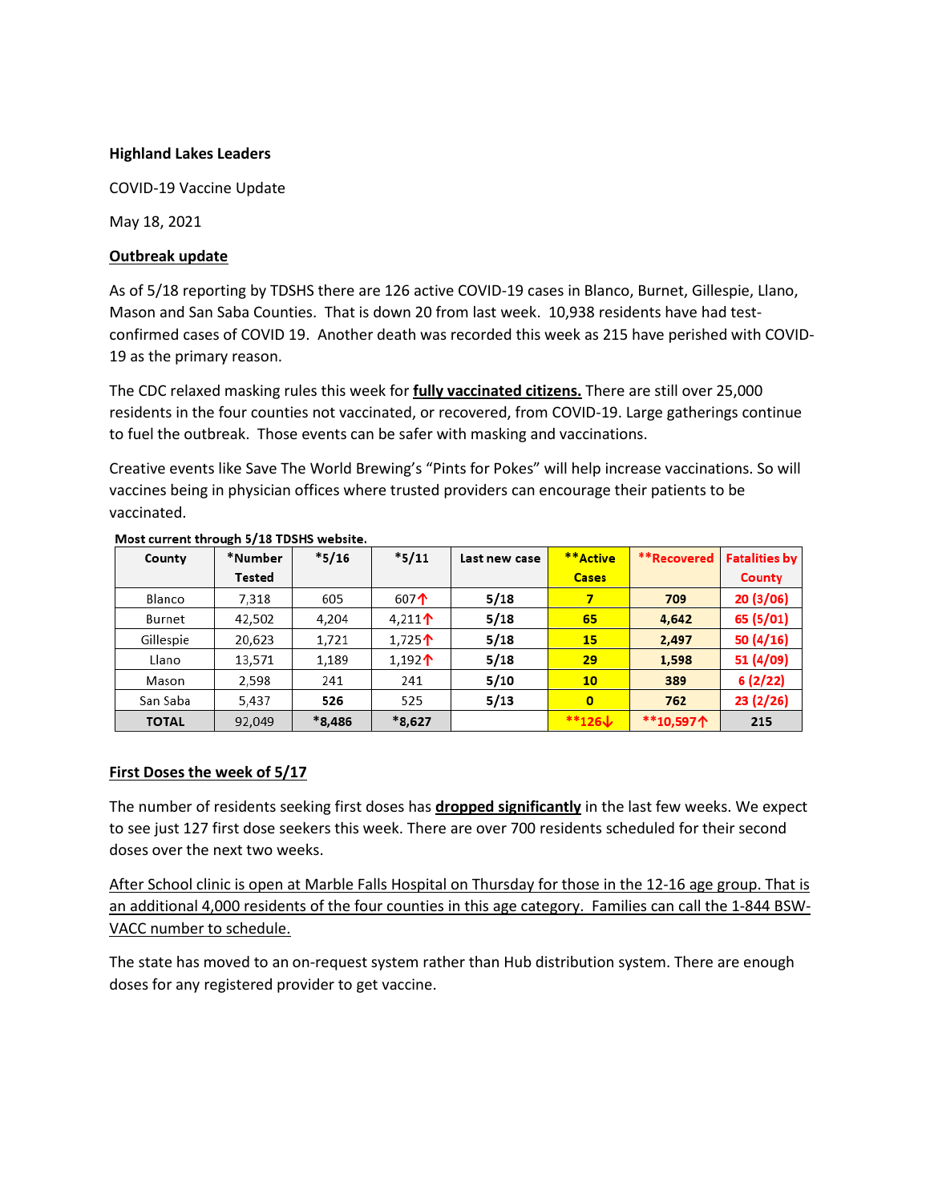**Highland Lakes Leaders**

COVID-19 Vaccine Update

May 18, 2021

**Outbreak update**

As of 5/18 reporting by TDSHS there are 126 active COVID-19 cases in Blanco, Burnet, Gillespie, Llano, Mason and San Saba Counties. That is down 20 from last week. 10,938 residents have had test-confirmed cases of COVID 19. Another death was recorded this week as 215 have perished with COVID-19 as the primary reason.

The CDC relaxed masking rules this week for **fully vaccinated citizens.** There are still over 25,000 residents in the four counties not vaccinated, or recovered, from COVID-19. Large gatherings continue to fuel the outbreak. Those events can be safer with masking and vaccinations.

Creative events like Save The World Brewing's "Pints for Pokes" will help increase vaccinations. So will vaccines being in physician offices where trusted providers can encourage their patients to be vaccinated.

**Most current through 5/18 TDSHS website.**

| County | *Number Tested | *5/16 | *5/11 | Last new case | **Active Cases | **Recovered | Fatalities by County |
|---|---|---|---|---|---|---|---|
| Blanco | 7,318 | 605 | 607↑ | 5/18 | 7 | 709 | 20 (3/06) |
| Burnet | 42,502 | 4,204 | 4,211↑ | 5/18 | 65 | 4,642 | 65 (5/01) |
| Gillespie | 20,623 | 1,721 | 1,725↑ | 5/18 | 15 | 2,497 | 50 (4/16) |
| Llano | 13,571 | 1,189 | 1,192↑ | 5/18 | 29 | 1,598 | 51 (4/09) |
| Mason | 2,598 | 241 | 241 | 5/10 | 10 | 389 | 6 (2/22) |
| San Saba | 5,437 | **526** | 525 | 5/13 | 0 | 762 | 23 (2/26) |
| **TOTAL** | 92,049 | ***8,486** | ***8,627** | | **126↓ | **10,597↑ | 215 |

**First Doses the week of 5/17**

The number of residents seeking first doses has **dropped significantly** in the last few weeks. We expect to see just 127 first dose seekers this week. There are over 700 residents scheduled for their second doses over the next two weeks.

After School clinic is open at Marble Falls Hospital on Thursday for those in the 12-16 age group. That is an additional 4,000 residents of the four counties in this age category. Families can call the 1-844 BSW-VACC number to schedule.

The state has moved to an on-request system rather than Hub distribution system. There are enough doses for any registered provider to get vaccine.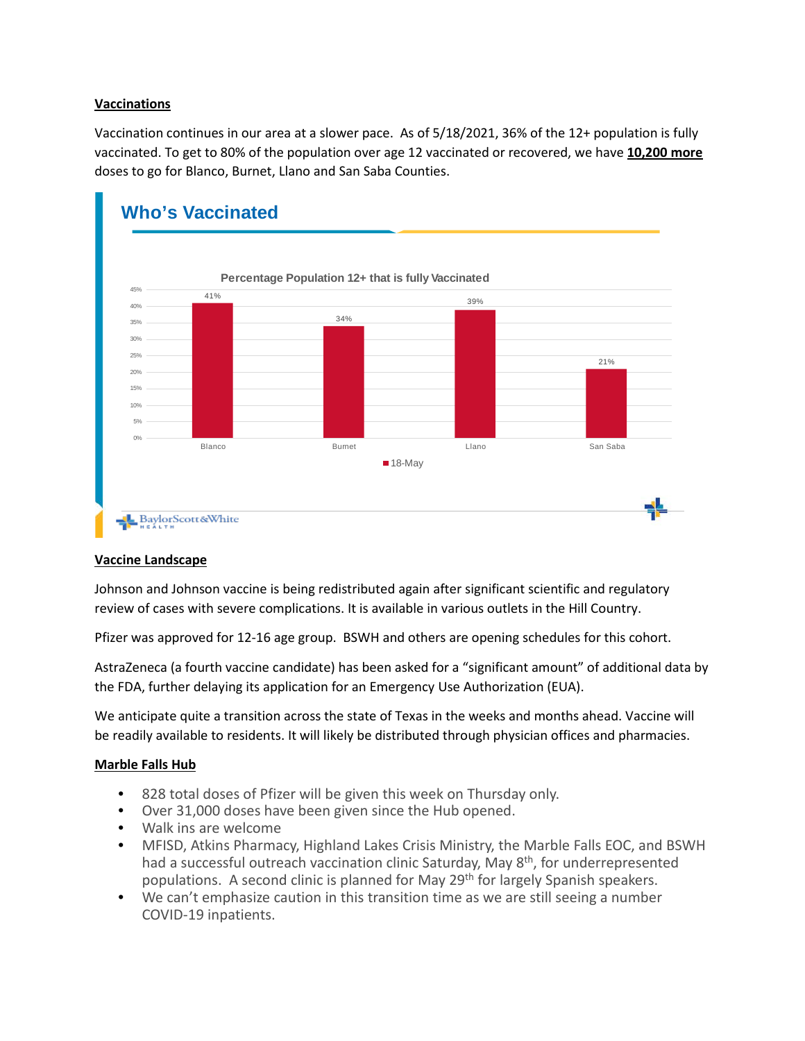## Vaccinations

Vaccination continues in our area at a slower pace. As of 5/18/2021, 36% of the 12+ population is fully vaccinated. To get to 80% of the population over age 12 vaccinated or recovered, we have **10,200 more** doses to go for Blanco, Burnet, Llano and San Saba Counties.

Who's Vaccinated

Percentage Population 12+ that is fully Vaccinated

45%
40%
35%
30%
25%
20%
15%
10%
5%
0%

41%
34%
39%
21%

Blanco
Burnet
Llano
San Saba

18-May

BaylorScott&White HEALTH

## Vaccine Landscape

Johnson and Johnson vaccine is being redistributed again after significant scientific and regulatory review of cases with severe complications. It is available in various outlets in the Hill Country.

Pfizer was approved for 12-16 age group. BSWH and others are opening schedules for this cohort.

AstraZeneca (a fourth vaccine candidate) has been asked for a "significant amount" of additional data by the FDA, further delaying its application for an Emergency Use Authorization (EUA).

We anticipate quite a transition across the state of Texas in the weeks and months ahead. Vaccine will be readily available to residents. It will likely be distributed through physician offices and pharmacies.

## Marble Falls Hub

- 828 total doses of Pfizer will be given this week on Thursday only.
- Over 31,000 doses have been given since the Hub opened.
- Walk ins are welcome
- MFISD, Atkins Pharmacy, Highland Lakes Crisis Ministry, the Marble Falls EOC, and BSWH had a successful outreach vaccination clinic Saturday, May 8th, for underrepresented populations. A second clinic is planned for May 29th for largely Spanish speakers.
- We can't emphasize caution in this transition time as we are still seeing a number COVID-19 inpatients.